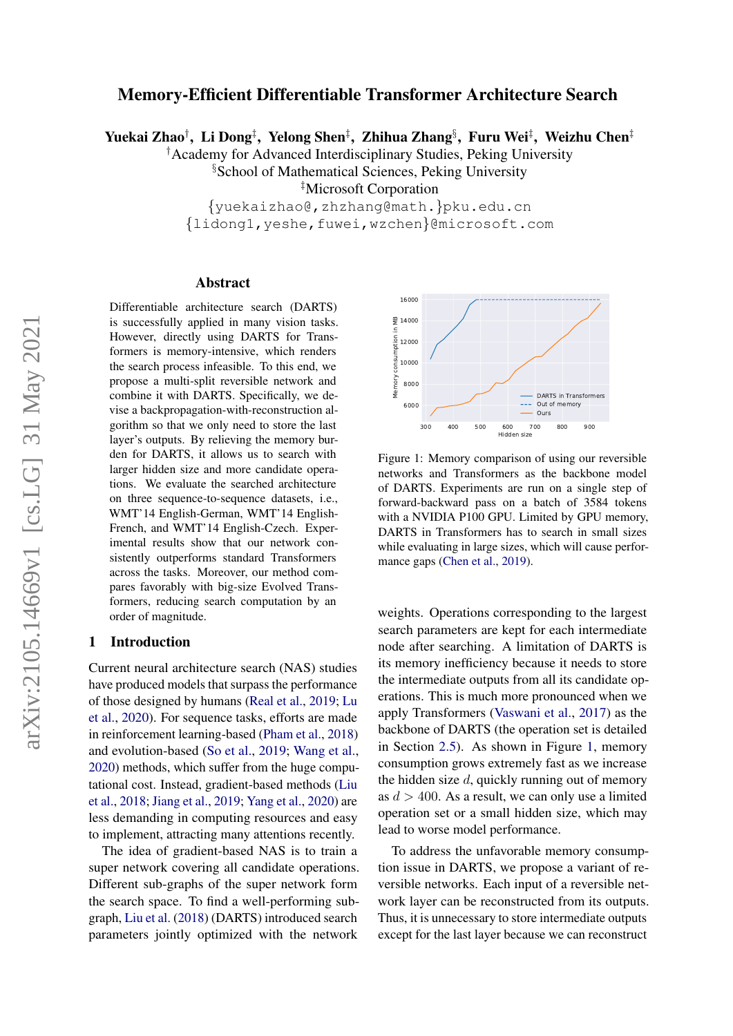# Memory-Efficient Differentiable Transformer Architecture Search

**Yuekai Zhao**[†], **Li Dong**[‡], **Yelong Shen**[‡], **Zhihua Zhang**[§], **Furu Wei**[‡], **Weizhu Chen**[‡]

[†]Academy for Advanced Interdisciplinary Studies, Peking University
[§]School of Mathematical Sciences, Peking University
[‡]Microsoft Corporation

{yuekaizhao@,zhzhang@math.}pku.edu.cn
{lidong1,yeshe,fuwei,wzchen}@microsoft.com

## Abstract

Differentiable architecture search (DARTS) is successfully applied in many vision tasks. However, directly using DARTS for Transformers is memory-intensive, which renders the search process infeasible. To this end, we propose a multi-split reversible network and combine it with DARTS. Specifically, we devise a backpropagation-with-reconstruction algorithm so that we only need to store the last layer's outputs. By relieving the memory burden for DARTS, it allows us to search with larger hidden size and more candidate operations. We evaluate the searched architecture on three sequence-to-sequence datasets, i.e., WMT'14 English-German, WMT'14 English-French, and WMT'14 English-Czech. Experimental results show that our network consistently outperforms standard Transformers across the tasks. Moreover, our method compares favorably with big-size Evolved Transformers, reducing search computation by an order of magnitude.

## 1 Introduction

Current neural architecture search (NAS) studies have produced models that surpass the performance of those designed by humans (Real et al., 2019; Lu et al., 2020). For sequence tasks, efforts are made in reinforcement learning-based (Pham et al., 2018) and evolution-based (So et al., 2019; Wang et al., 2020) methods, which suffer from the huge computational cost. Instead, gradient-based methods (Liu et al., 2018; Jiang et al., 2019; Yang et al., 2020) are less demanding in computing resources and easy to implement, attracting many attentions recently.

The idea of gradient-based NAS is to train a super network covering all candidate operations. Different sub-graphs of the super network form the search space. To find a well-performing sub-graph, Liu et al. (2018) (DARTS) introduced search parameters jointly optimized with the network weights. Operations corresponding to the largest search parameters are kept for each intermediate node after searching. A limitation of DARTS is its memory inefficiency because it needs to store the intermediate outputs from all its candidate operations. This is much more pronounced when we apply Transformers (Vaswani et al., 2017) as the backbone of DARTS (the operation set is detailed in Section 2.5). As shown in Figure 1, memory consumption grows extremely fast as we increase the hidden size $d$, quickly running out of memory as $d > 400$. As a result, we can only use a limited operation set or a small hidden size, which may lead to worse model performance.

Figure 1: Memory comparison of using our reversible networks and Transformers as the backbone model of DARTS. Experiments are run on a single step of forward-backward pass on a batch of 3584 tokens with a NVIDIA P100 GPU. Limited by GPU memory, DARTS in Transformers has to search in small sizes while evaluating in large sizes, which will cause performance gaps (Chen et al., 2019).

To address the unfavorable memory consumption issue in DARTS, we propose a variant of reversible networks. Each input of a reversible network layer can be reconstructed from its outputs. Thus, it is unnecessary to store intermediate outputs except for the last layer because we can reconstruct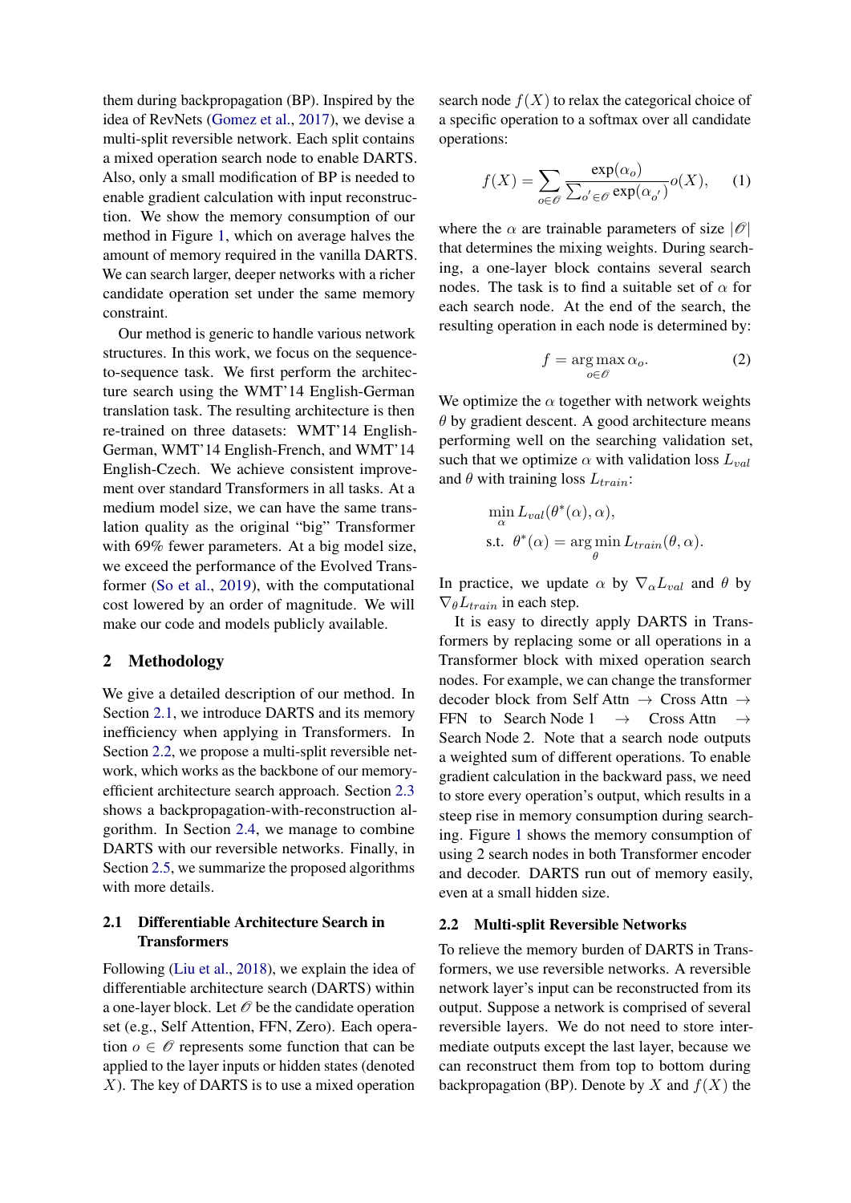them during backpropagation (BP). Inspired by the idea of RevNets (Gomez et al., 2017), we devise a multi-split reversible network. Each split contains a mixed operation search node to enable DARTS. Also, only a small modification of BP is needed to enable gradient calculation with input reconstruction. We show the memory consumption of our method in Figure 1, which on average halves the amount of memory required in the vanilla DARTS. We can search larger, deeper networks with a richer candidate operation set under the same memory constraint.

Our method is generic to handle various network structures. In this work, we focus on the sequence-to-sequence task. We first perform the architecture search using the WMT'14 English-German translation task. The resulting architecture is then re-trained on three datasets: WMT'14 English-German, WMT'14 English-French, and WMT'14 English-Czech. We achieve consistent improvement over standard Transformers in all tasks. At a medium model size, we can have the same translation quality as the original "big" Transformer with 69% fewer parameters. At a big model size, we exceed the performance of the Evolved Transformer (So et al., 2019), with the computational cost lowered by an order of magnitude. We will make our code and models publicly available.

## 2 Methodology

We give a detailed description of our method. In Section 2.1, we introduce DARTS and its memory inefficiency when applying in Transformers. In Section 2.2, we propose a multi-split reversible network, which works as the backbone of our memory-efficient architecture search approach. Section 2.3 shows a backpropagation-with-reconstruction algorithm. In Section 2.4, we manage to combine DARTS with our reversible networks. Finally, in Section 2.5, we summarize the proposed algorithms with more details.

### 2.1 Differentiable Architecture Search in Transformers

Following (Liu et al., 2018), we explain the idea of differentiable architecture search (DARTS) within a one-layer block. Let $\mathscr{O}$ be the candidate operation set (e.g., Self Attention, FFN, Zero). Each operation $o \in \mathscr{O}$ represents some function that can be applied to the layer inputs or hidden states (denoted $X$). The key of DARTS is to use a mixed operation search node $f(X)$ to relax the categorical choice of a specific operation to a softmax over all candidate operations:

$$f(X) = \sum_{o \in \mathscr{O}} \frac{\exp(\alpha_o)}{\sum_{o' \in \mathscr{O}} \exp(\alpha_{o'})} o(X), \quad (1)$$

where the $\alpha$ are trainable parameters of size $|\mathscr{O}|$ that determines the mixing weights. During searching, a one-layer block contains several search nodes. The task is to find a suitable set of $\alpha$ for each search node. At the end of the search, the resulting operation in each node is determined by:

$$f = \arg\max_{o \in \mathscr{O}} \alpha_o. \quad (2)$$

We optimize the $\alpha$ together with network weights $\theta$ by gradient descent. A good architecture means performing well on the searching validation set, such that we optimize $\alpha$ with validation loss $L_{val}$ and $\theta$ with training loss $L_{train}$:

$$\begin{aligned} &\min_{\alpha} L_{val}(\theta^*(\alpha), \alpha), \\ &\text{s.t. } \ \theta^*(\alpha) = \arg\min_{\theta} L_{train}(\theta, \alpha). \end{aligned}$$

In practice, we update $\alpha$ by $\nabla_\alpha L_{val}$ and $\theta$ by $\nabla_\theta L_{train}$ in each step.

It is easy to directly apply DARTS in Transformers by replacing some or all operations in a Transformer block with mixed operation search nodes. For example, we can change the transformer decoder block from Self Attn $\rightarrow$ Cross Attn $\rightarrow$ FFN to Search Node 1 $\rightarrow$ Cross Attn $\rightarrow$ Search Node 2. Note that a search node outputs a weighted sum of different operations. To enable gradient calculation in the backward pass, we need to store every operation's output, which results in a steep rise in memory consumption during searching. Figure 1 shows the memory consumption of using 2 search nodes in both Transformer encoder and decoder. DARTS run out of memory easily, even at a small hidden size.

### 2.2 Multi-split Reversible Networks

To relieve the memory burden of DARTS in Transformers, we use reversible networks. A reversible network layer's input can be reconstructed from its output. Suppose a network is comprised of several reversible layers. We do not need to store intermediate outputs except the last layer, because we can reconstruct them from top to bottom during backpropagation (BP). Denote by $X$ and $f(X)$ the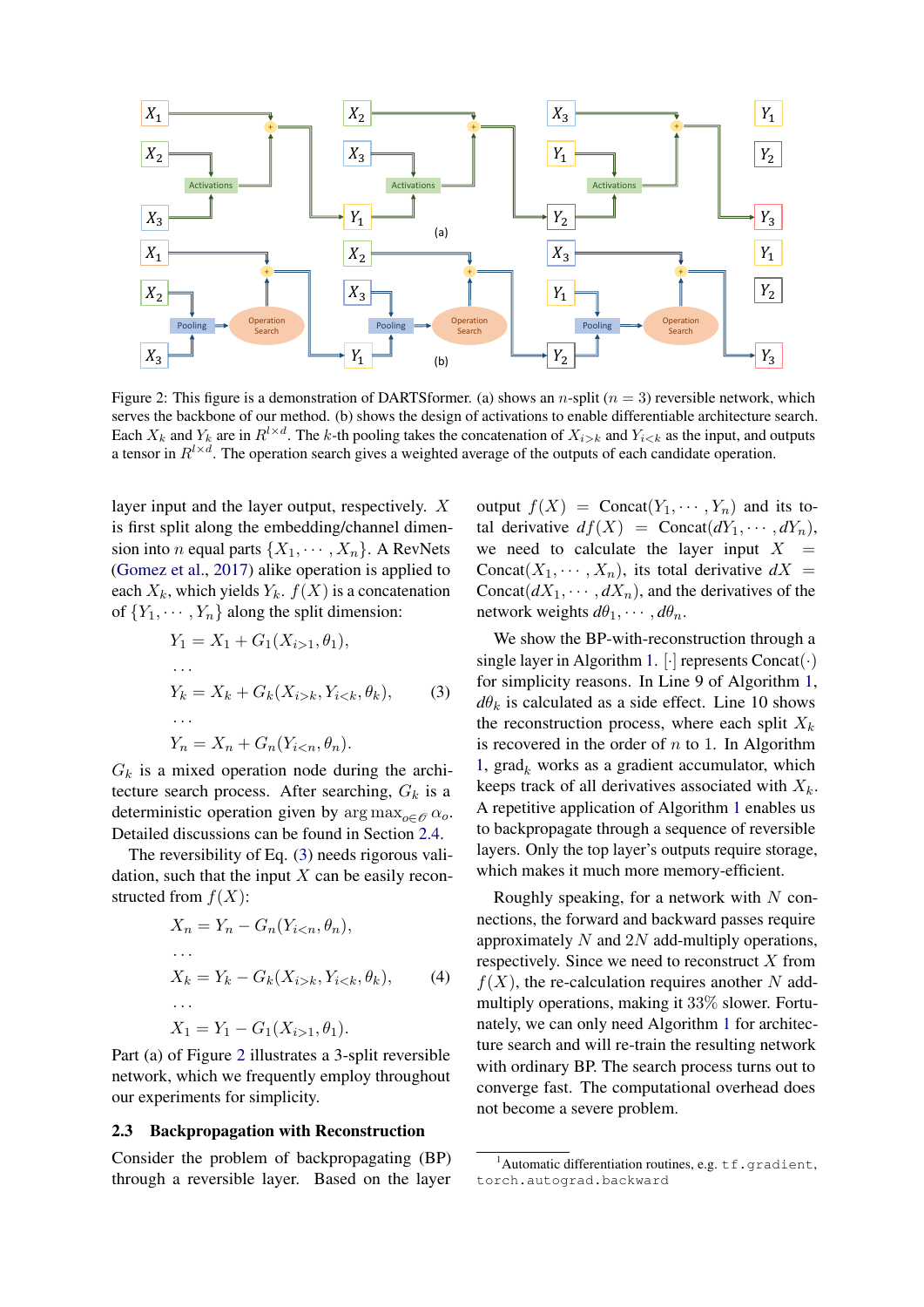Figure 2: This figure is a demonstration of DARTSformer. (a) shows an $n$-split ($n = 3$) reversible network, which serves the backbone of our method. (b) shows the design of activations to enable differentiable architecture search. Each $X_k$ and $Y_k$ are in $R^{l\times d}$. The $k$-th pooling takes the concatenation of $X_{i>k}$ and $Y_{i<k}$ as the input, and outputs a tensor in $R^{l\times d}$. The operation search gives a weighted average of the outputs of each candidate operation.

layer input and the layer output, respectively. $X$ is first split along the embedding/channel dimension into $n$ equal parts $\{X_1, \cdots, X_n\}$. A RevNets (Gomez et al., 2017) alike operation is applied to each $X_k$, which yields $Y_k$. $f(X)$ is a concatenation of $\{Y_1, \cdots, Y_n\}$ along the split dimension:

$$
\begin{aligned}
Y_1 &= X_1 + G_1(X_{i>1}, \theta_1), \\
&\cdots \\
Y_k &= X_k + G_k(X_{i>k}, Y_{i<k}, \theta_k), \qquad (3) \\
&\cdots \\
Y_n &= X_n + G_n(Y_{i<n}, \theta_n).
\end{aligned}
$$

$G_k$ is a mixed operation node during the architecture search process. After searching, $G_k$ is a deterministic operation given by $\arg\max_{o\in\mathscr{O}} \alpha_o$. Detailed discussions can be found in Section 2.4.

The reversibility of Eq. (3) needs rigorous validation, such that the input $X$ can be easily reconstructed from $f(X)$:

$$
\begin{aligned}
X_n &= Y_n - G_n(Y_{i<n}, \theta_n), \\
&\cdots \\
X_k &= Y_k - G_k(X_{i>k}, Y_{i<k}, \theta_k), \qquad (4) \\
&\cdots \\
X_1 &= Y_1 - G_1(X_{i>1}, \theta_1).
\end{aligned}
$$

Part (a) of Figure 2 illustrates a 3-split reversible network, which we frequently employ throughout our experiments for simplicity.

### 2.3 Backpropagation with Reconstruction

Consider the problem of backpropagating (BP) through a reversible layer. Based on the layer output $f(X) = \text{Concat}(Y_1, \cdots, Y_n)$ and its total derivative $df(X) = \text{Concat}(dY_1, \cdots, dY_n)$, we need to calculate the layer input $X = \text{Concat}(X_1, \cdots, X_n)$, its total derivative $dX = \text{Concat}(dX_1, \cdots, dX_n)$, and the derivatives of the network weights $d\theta_1, \cdots, d\theta_n$.

We show the BP-with-reconstruction through a single layer in Algorithm 1. $[\cdot]$ represents $\text{Concat}(\cdot)$ for simplicity reasons. In Line 9 of Algorithm 1, $d\theta_k$ is calculated as a side effect. Line 10 shows the reconstruction process, where each split $X_k$ is recovered in the order of $n$ to 1. In Algorithm 1, $\text{grad}_k$ works as a gradient accumulator, which keeps track of all derivatives associated with $X_k$. A repetitive application of Algorithm 1 enables us to backpropagate through a sequence of reversible layers. Only the top layer's outputs require storage, which makes it much more memory-efficient.

Roughly speaking, for a network with $N$ connections, the forward and backward passes require approximately $N$ and $2N$ add-multiply operations, respectively. Since we need to reconstruct $X$ from $f(X)$, the re-calculation requires another $N$ add-multiply operations, making it 33% slower. Fortunately, we can only need Algorithm 1 for architecture search and will re-train the resulting network with ordinary BP. The search process turns out to converge fast. The computational overhead does not become a severe problem.

[1]Automatic differentiation routines, e.g. `tf.gradient`, `torch.autograd.backward`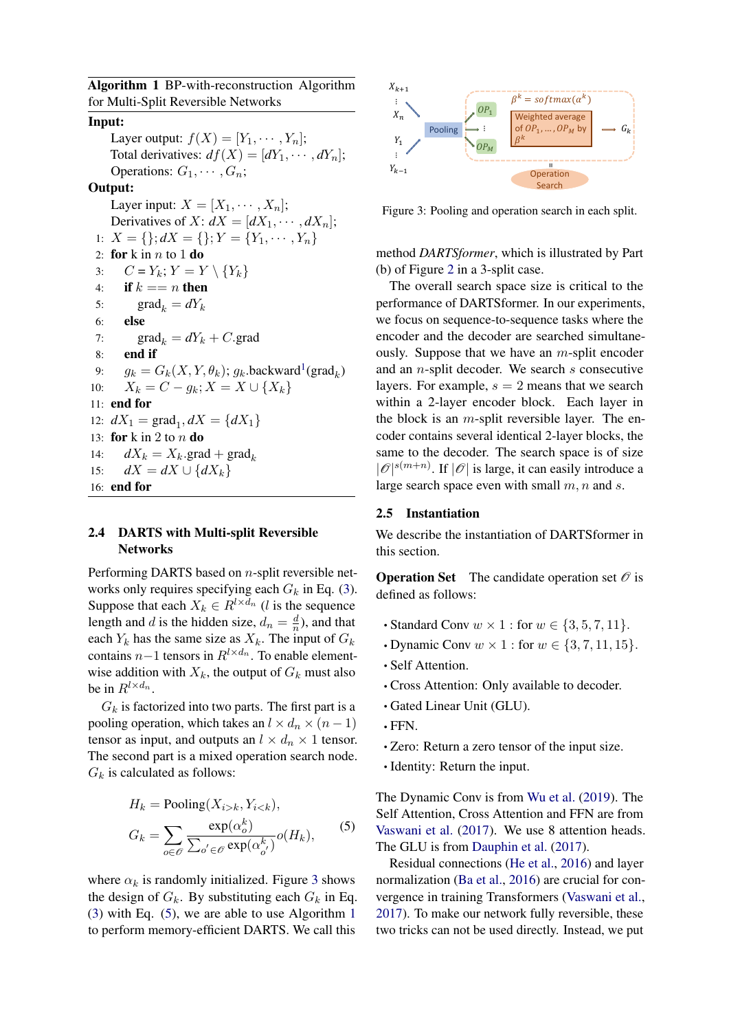**Algorithm 1** BP-with-reconstruction Algorithm for Multi-Split Reversible Networks

**Input:**

Layer output: $f(X) = [Y_1, \cdots, Y_n]$;
Total derivatives: $df(X) = [dY_1, \cdots, dY_n]$;
Operations: $G_1, \cdots, G_n$;

**Output:**

Layer input: $X = [X_1, \cdots, X_n]$;
Derivatives of $X$: $dX = [dX_1, \cdots, dX_n]$;

1: $X = \{\}; dX = \{\}; Y = \{Y_1, \cdots, Y_n\}$
2: **for** k in $n$ to 1 **do**
3: $\quad C = Y_k; Y = Y \setminus \{Y_k\}$
4: $\quad$ **if** $k == n$ **then**
5: $\quad\quad \text{grad}_k = dY_k$
6: $\quad$ **else**
7: $\quad\quad \text{grad}_k = dY_k + C.\text{grad}$
8: $\quad$ **end if**
9: $\quad g_k = G_k(X, Y, \theta_k)$; $g_k.\text{backward}^1(\text{grad}_k)$
10: $\quad X_k = C - g_k; X = X \cup \{X_k\}$
11: **end for**
12: $dX_1 = \text{grad}_1, dX = \{dX_1\}$
13: **for** k in 2 to $n$ **do**
14: $\quad dX_k = X_k.\text{grad} + \text{grad}_k$
15: $\quad dX = dX \cup \{dX_k\}$
16: **end for**

## 2.4 DARTS with Multi-split Reversible Networks

Performing DARTS based on $n$-split reversible networks only requires specifying each $G_k$ in Eq. (3). Suppose that each $X_k \in R^{l \times d_n}$ ($l$ is the sequence length and $d$ is the hidden size, $d_n = \frac{d}{n}$), and that each $Y_k$ has the same size as $X_k$. The input of $G_k$ contains $n-1$ tensors in $R^{l \times d_n}$. To enable element-wise addition with $X_k$, the output of $G_k$ must also be in $R^{l \times d_n}$.

$G_k$ is factorized into two parts. The first part is a pooling operation, which takes an $l \times d_n \times (n-1)$ tensor as input, and outputs an $l \times d_n \times 1$ tensor. The second part is a mixed operation search node. $G_k$ is calculated as follows:

$$
\begin{aligned}
H_k &= \text{Pooling}(X_{i>k}, Y_{i<k}), \\
G_k &= \sum_{o \in \mathscr{O}} \frac{\exp(\alpha_o^k)}{\sum_{o' \in \mathscr{O}} \exp(\alpha_{o'}^k)} o(H_k),
\end{aligned} \tag{5}
$$

where $\alpha_k$ is randomly initialized. Figure 3 shows the design of $G_k$. By substituting each $G_k$ in Eq. (3) with Eq. (5), we are able to use Algorithm 1 to perform memory-efficient DARTS. We call this method *DARTSformer*, which is illustrated by Part (b) of Figure 2 in a 3-split case.

Figure 3: Pooling and operation search in each split.

The overall search space size is critical to the performance of DARTSformer. In our experiments, we focus on sequence-to-sequence tasks where the encoder and the decoder are searched simultaneously. Suppose that we have an $m$-split encoder and an $n$-split decoder. We search $s$ consecutive layers. For example, $s = 2$ means that we search within a 2-layer encoder block. Each layer in the block is an $m$-split reversible layer. The encoder contains several identical 2-layer blocks, the same to the decoder. The search space is of size $|\mathscr{O}|^{s(m+n)}$. If $|\mathscr{O}|$ is large, it can easily introduce a large search space even with small $m, n$ and $s$.

## 2.5 Instantiation

We describe the instantiation of DARTSformer in this section.

**Operation Set** The candidate operation set $\mathscr{O}$ is defined as follows:

- Standard Conv $w \times 1$ : for $w \in \{3, 5, 7, 11\}$.
- Dynamic Conv $w \times 1$ : for $w \in \{3, 7, 11, 15\}$.
- Self Attention.
- Cross Attention: Only available to decoder.
- Gated Linear Unit (GLU).
- FFN.
- Zero: Return a zero tensor of the input size.
- Identity: Return the input.

The Dynamic Conv is from Wu et al. (2019). The Self Attention, Cross Attention and FFN are from Vaswani et al. (2017). We use 8 attention heads. The GLU is from Dauphin et al. (2017).

Residual connections (He et al., 2016) and layer normalization (Ba et al., 2016) are crucial for convergence in training Transformers (Vaswani et al., 2017). To make our network fully reversible, these two tricks can not be used directly. Instead, we put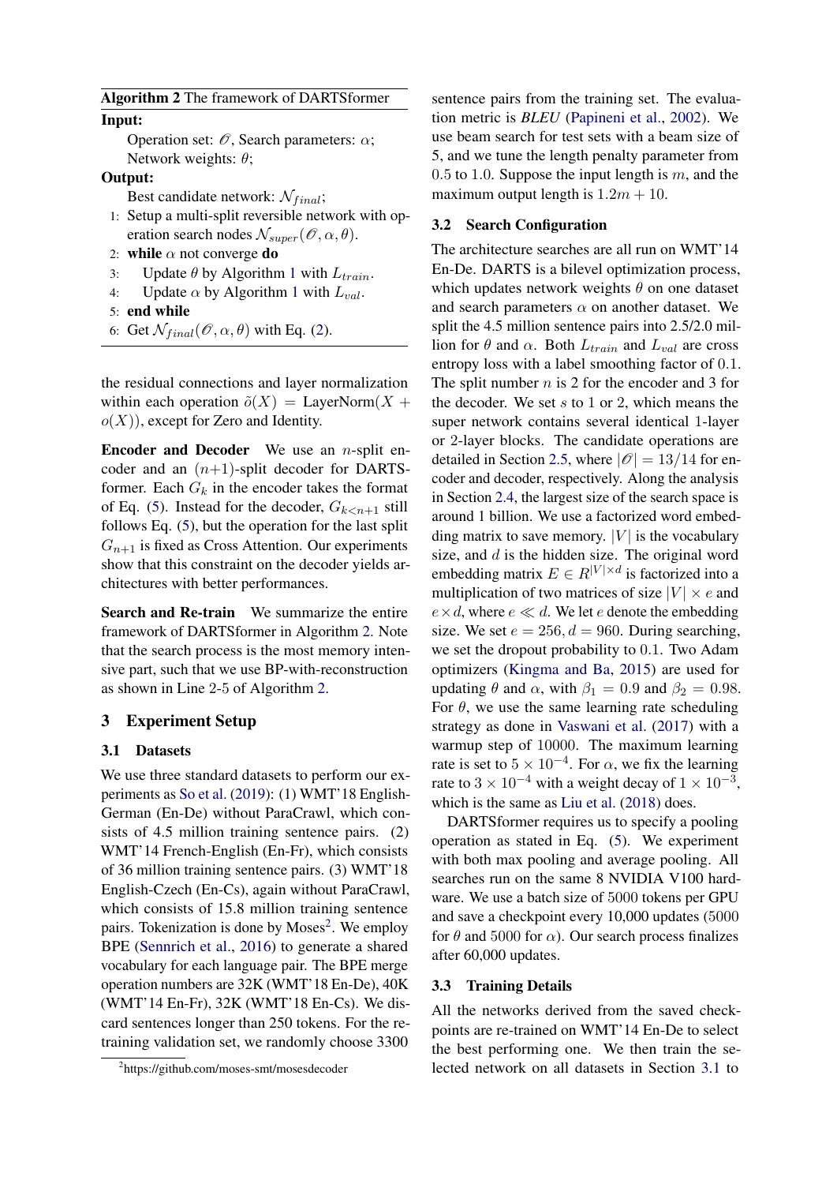**Algorithm 2** The framework of DARTSformer

**Input:**

Operation set: $\mathscr{O}$, Search parameters: $\alpha$; Network weights: $\theta$;

**Output:**

Best candidate network: $\mathcal{N}_{final}$;

1: Setup a multi-split reversible network with operation search nodes $\mathcal{N}_{super}(\mathscr{O}, \alpha, \theta)$.
2: **while** $\alpha$ not converge **do**
3: Update $\theta$ by Algorithm 1 with $L_{train}$.
4: Update $\alpha$ by Algorithm 1 with $L_{val}$.
5: **end while**
6: Get $\mathcal{N}_{final}(\mathscr{O}, \alpha, \theta)$ with Eq. (2).

the residual connections and layer normalization within each operation $\tilde{o}(X) = \text{LayerNorm}(X + o(X))$, except for Zero and Identity.

**Encoder and Decoder** We use an $n$-split encoder and an $(n+1)$-split decoder for DARTSformer. Each $G_k$ in the encoder takes the format of Eq. (5). Instead for the decoder, $G_{k<n+1}$ still follows Eq. (5), but the operation for the last split $G_{n+1}$ is fixed as Cross Attention. Our experiments show that this constraint on the decoder yields architectures with better performances.

**Search and Re-train** We summarize the entire framework of DARTSformer in Algorithm 2. Note that the search process is the most memory intensive part, such that we use BP-with-reconstruction as shown in Line 2-5 of Algorithm 2.

## 3 Experiment Setup

### 3.1 Datasets

We use three standard datasets to perform our experiments as So et al. (2019): (1) WMT'18 English-German (En-De) without ParaCrawl, which consists of 4.5 million training sentence pairs. (2) WMT'14 French-English (En-Fr), which consists of 36 million training sentence pairs. (3) WMT'18 English-Czech (En-Cs), again without ParaCrawl, which consists of 15.8 million training sentence pairs. Tokenization is done by Moses[2]. We employ BPE (Sennrich et al., 2016) to generate a shared vocabulary for each language pair. The BPE merge operation numbers are 32K (WMT'18 En-De), 40K (WMT'14 En-Fr), 32K (WMT'18 En-Cs). We discard sentences longer than 250 tokens. For the retraining validation set, we randomly choose 3300 sentence pairs from the training set. The evaluation metric is *BLEU* (Papineni et al., 2002). We use beam search for test sets with a beam size of 5, and we tune the length penalty parameter from 0.5 to 1.0. Suppose the input length is $m$, and the maximum output length is $1.2m + 10$.

[2]https://github.com/moses-smt/mosesdecoder

### 3.2 Search Configuration

The architecture searches are all run on WMT'14 En-De. DARTS is a bilevel optimization process, which updates network weights $\theta$ on one dataset and search parameters $\alpha$ on another dataset. We split the 4.5 million sentence pairs into 2.5/2.0 million for $\theta$ and $\alpha$. Both $L_{train}$ and $L_{val}$ are cross entropy loss with a label smoothing factor of 0.1. The split number $n$ is 2 for the encoder and 3 for the decoder. We set $s$ to 1 or 2, which means the super network contains several identical 1-layer or 2-layer blocks. The candidate operations are detailed in Section 2.5, where $|\mathscr{O}| = 13/14$ for encoder and decoder, respectively. Along the analysis in Section 2.4, the largest size of the search space is around 1 billion. We use a factorized word embedding matrix to save memory. $|V|$ is the vocabulary size, and $d$ is the hidden size. The original word embedding matrix $E \in R^{|V| \times d}$ is factorized into a multiplication of two matrices of size $|V| \times e$ and $e \times d$, where $e \ll d$. We let $e$ denote the embedding size. We set $e = 256, d = 960$. During searching, we set the dropout probability to 0.1. Two Adam optimizers (Kingma and Ba, 2015) are used for updating $\theta$ and $\alpha$, with $\beta_1 = 0.9$ and $\beta_2 = 0.98$. For $\theta$, we use the same learning rate scheduling strategy as done in Vaswani et al. (2017) with a warmup step of 10000. The maximum learning rate is set to $5 \times 10^{-4}$. For $\alpha$, we fix the learning rate to $3 \times 10^{-4}$ with a weight decay of $1 \times 10^{-3}$, which is the same as Liu et al. (2018) does.

DARTSformer requires us to specify a pooling operation as stated in Eq. (5). We experiment with both max pooling and average pooling. All searches run on the same 8 NVIDIA V100 hardware. We use a batch size of 5000 tokens per GPU and save a checkpoint every 10,000 updates (5000 for $\theta$ and 5000 for $\alpha$). Our search process finalizes after 60,000 updates.

### 3.3 Training Details

All the networks derived from the saved checkpoints are re-trained on WMT'14 En-De to select the best performing one. We then train the selected network on all datasets in Section 3.1 to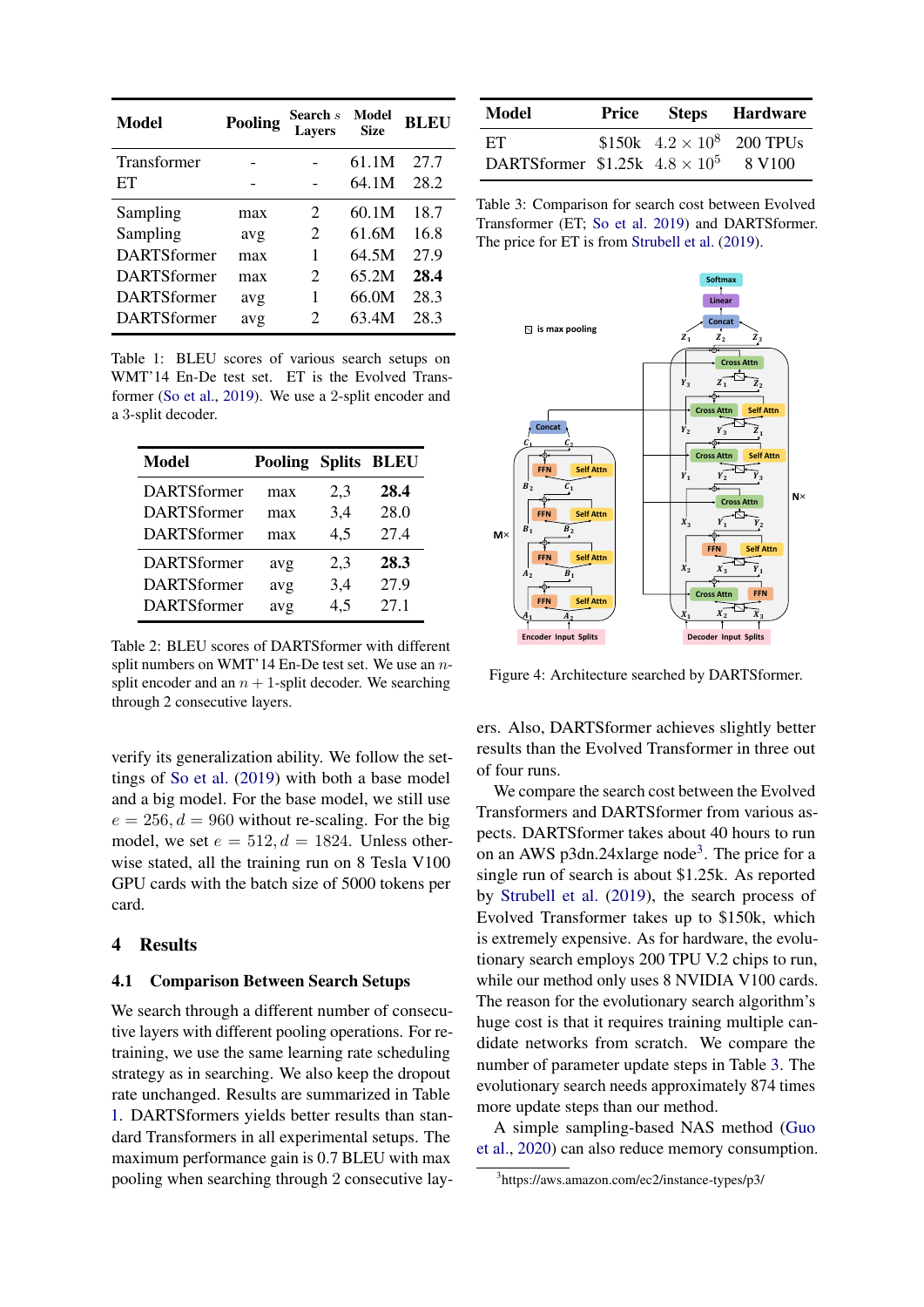| Model | Pooling | Search $s$ Layers | Model Size | BLEU |
|---|---|---|---|---|
| Transformer | - | - | 61.1M | 27.7 |
| ET | - | - | 64.1M | 28.2 |
| Sampling | max | 2 | 60.1M | 18.7 |
| Sampling | avg | 2 | 61.6M | 16.8 |
| DARTSformer | max | 1 | 64.5M | 27.9 |
| DARTSformer | max | 2 | 65.2M | **28.4** |
| DARTSformer | avg | 1 | 66.0M | 28.3 |
| DARTSformer | avg | 2 | 63.4M | 28.3 |

Table 1: BLEU scores of various search setups on WMT'14 En-De test set. ET is the Evolved Transformer (So et al., 2019). We use a 2-split encoder and a 3-split decoder.

| Model | Pooling | Splits | BLEU |
|---|---|---|---|
| DARTSformer | max | 2,3 | **28.4** |
| DARTSformer | max | 3,4 | 28.0 |
| DARTSformer | max | 4,5 | 27.4 |
| DARTSformer | avg | 2,3 | **28.3** |
| DARTSformer | avg | 3,4 | 27.9 |
| DARTSformer | avg | 4,5 | 27.1 |

Table 2: BLEU scores of DARTSformer with different split numbers on WMT'14 En-De test set. We use an $n$-split encoder and an $n+1$-split decoder. We searching through 2 consecutive layers.

verify its generalization ability. We follow the settings of So et al. (2019) with both a base model and a big model. For the base model, we still use $e = 256, d = 960$ without re-scaling. For the big model, we set $e = 512, d = 1824$. Unless otherwise stated, all the training run on 8 Tesla V100 GPU cards with the batch size of 5000 tokens per card.

## 4 Results

### 4.1 Comparison Between Search Setups

We search through a different number of consecutive layers with different pooling operations. For retraining, we use the same learning rate scheduling strategy as in searching. We also keep the dropout rate unchanged. Results are summarized in Table 1. DARTSformers yields better results than standard Transformers in all experimental setups. The maximum performance gain is 0.7 BLEU with max pooling when searching through 2 consecutive layers. Also, DARTSformer achieves slightly better results than the Evolved Transformer in three out of four runs.

| Model | Price | Steps | Hardware |
|---|---|---|---|
| ET | \$150k | $4.2 \times 10^8$ | 200 TPUs |
| DARTSformer | \$1.25k | $4.8 \times 10^5$ | 8 V100 |

Table 3: Comparison for search cost between Evolved Transformer (ET; So et al. 2019) and DARTSformer. The price for ET is from Strubell et al. (2019).

Figure 4: Architecture searched by DARTSformer.

We compare the search cost between the Evolved Transformers and DARTSformer from various aspects. DARTSformer takes about 40 hours to run on an AWS p3dn.24xlarge node[3]. The price for a single run of search is about \$1.25k. As reported by Strubell et al. (2019), the search process of Evolved Transformer takes up to \$150k, which is extremely expensive. As for hardware, the evolutionary search employs 200 TPU V.2 chips to run, while our method only uses 8 NVIDIA V100 cards. The reason for the evolutionary search algorithm's huge cost is that it requires training multiple candidate networks from scratch. We compare the number of parameter update steps in Table 3. The evolutionary search needs approximately 874 times more update steps than our method.

A simple sampling-based NAS method (Guo et al., 2020) can also reduce memory consumption.

[3] https://aws.amazon.com/ec2/instance-types/p3/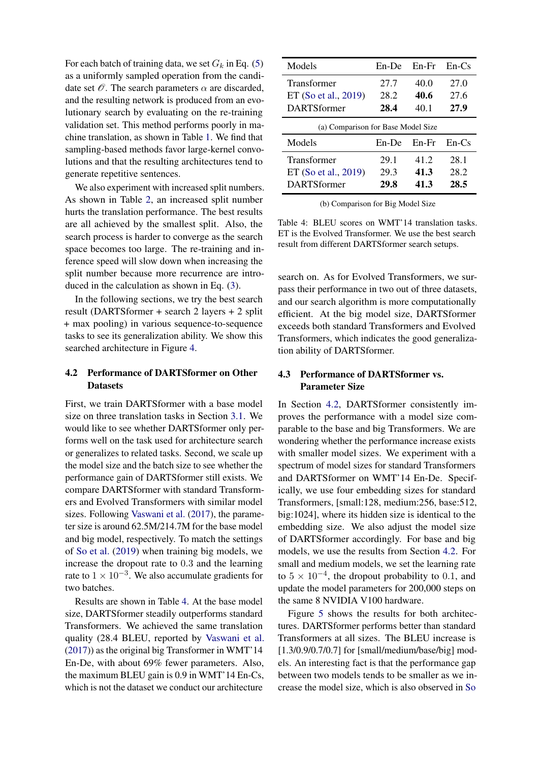For each batch of training data, we set $G_k$ in Eq. (5) as a uniformly sampled operation from the candidate set $\mathcal{O}$. The search parameters $\alpha$ are discarded, and the resulting network is produced from an evolutionary search by evaluating on the re-training validation set. This method performs poorly in machine translation, as shown in Table 1. We find that sampling-based methods favor large-kernel convolutions and that the resulting architectures tend to generate repetitive sentences.

We also experiment with increased split numbers. As shown in Table 2, an increased split number hurts the translation performance. The best results are all achieved by the smallest split. Also, the search process is harder to converge as the search space becomes too large. The re-training and inference speed will slow down when increasing the split number because more recurrence are introduced in the calculation as shown in Eq. (3).

In the following sections, we try the best search result (DARTSformer + search 2 layers + 2 split + max pooling) in various sequence-to-sequence tasks to see its generalization ability. We show this searched architecture in Figure 4.

### 4.2 Performance of DARTSformer on Other Datasets

First, we train DARTSformer with a base model size on three translation tasks in Section 3.1. We would like to see whether DARTSformer only performs well on the task used for architecture search or generalizes to related tasks. Second, we scale up the model size and the batch size to see whether the performance gain of DARTSformer still exists. We compare DARTSformer with standard Transformers and Evolved Transformers with similar model sizes. Following Vaswani et al. (2017), the parameter size is around 62.5M/214.7M for the base model and big model, respectively. To match the settings of So et al. (2019) when training big models, we increase the dropout rate to 0.3 and the learning rate to $1 \times 10^{-3}$. We also accumulate gradients for two batches.

Results are shown in Table 4. At the base model size, DARTSformer steadily outperforms standard Transformers. We achieved the same translation quality (28.4 BLEU, reported by Vaswani et al. (2017)) as the original big Transformer in WMT'14 En-De, with about 69% fewer parameters. Also, the maximum BLEU gain is 0.9 in WMT'14 En-Cs, which is not the dataset we conduct our architecture search on. As for Evolved Transformers, we surpass their performance in two out of three datasets, and our search algorithm is more computationally efficient. At the big model size, DARTSformer exceeds both standard Transformers and Evolved Transformers, which indicates the good generalization ability of DARTSformer.

| Models | En-De | En-Fr | En-Cs |
|---|---|---|---|
| Transformer | 27.7 | 40.0 | 27.0 |
| ET (So et al., 2019) | 28.2 | **40.6** | 27.6 |
| DARTSformer | **28.4** | 40.1 | **27.9** |

(a) Comparison for Base Model Size

| Models | En-De | En-Fr | En-Cs |
|---|---|---|---|
| Transformer | 29.1 | 41.2 | 28.1 |
| ET (So et al., 2019) | 29.3 | **41.3** | 28.2 |
| DARTSformer | **29.8** | **41.3** | **28.5** |

(b) Comparison for Big Model Size

Table 4: BLEU scores on WMT'14 translation tasks. ET is the Evolved Transformer. We use the best search result from different DARTSformer search setups.

### 4.3 Performance of DARTSformer vs. Parameter Size

In Section 4.2, DARTSformer consistently improves the performance with a model size comparable to the base and big Transformers. We are wondering whether the performance increase exists with smaller model sizes. We experiment with a spectrum of model sizes for standard Transformers and DARTSformer on WMT'14 En-De. Specifically, we use four embedding sizes for standard Transformers, [small:128, medium:256, base:512, big:1024], where its hidden size is identical to the embedding size. We also adjust the model size of DARTSformer accordingly. For base and big models, we use the results from Section 4.2. For small and medium models, we set the learning rate to $5 \times 10^{-4}$, the dropout probability to 0.1, and update the model parameters for 200,000 steps on the same 8 NVIDIA V100 hardware.

Figure 5 shows the results for both architectures. DARTSformer performs better than standard Transformers at all sizes. The BLEU increase is [1.3/0.9/0.7/0.7] for [small/medium/base/big] models. An interesting fact is that the performance gap between two models tends to be smaller as we increase the model size, which is also observed in So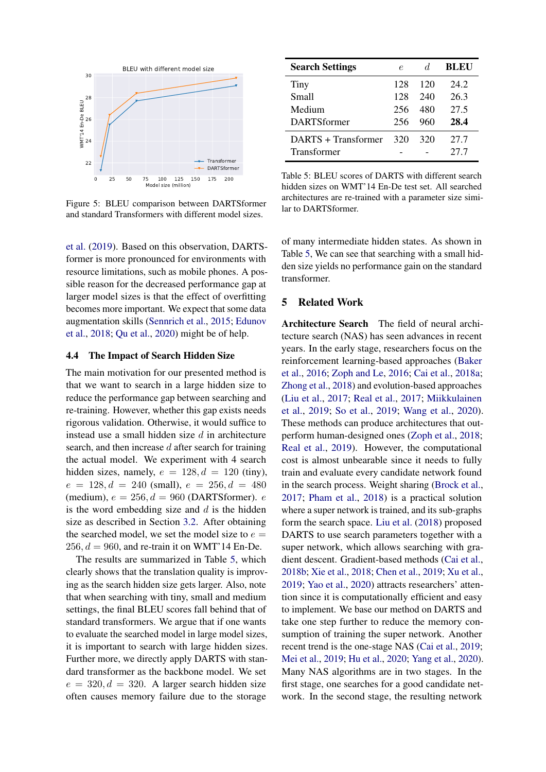Figure 5: BLEU comparison between DARTSformer and standard Transformers with different model sizes.

| Search Settings | $e$ | $d$ | BLEU |
|---|---|---|---|
| Tiny | 128 | 120 | 24.2 |
| Small | 128 | 240 | 26.3 |
| Medium | 256 | 480 | 27.5 |
| DARTSformer | 256 | 960 | **28.4** |
| DARTS + Transformer | 320 | 320 | 27.7 |
| Transformer | - | - | 27.7 |

Table 5: BLEU scores of DARTS with different search hidden sizes on WMT'14 En-De test set. All searched architectures are re-trained with a parameter size similar to DARTSformer.

et al. (2019). Based on this observation, DARTSformer is more pronounced for environments with resource limitations, such as mobile phones. A possible reason for the decreased performance gap at larger model sizes is that the effect of overfitting becomes more important. We expect that some data augmentation skills (Sennrich et al., 2015; Edunov et al., 2018; Qu et al., 2020) might be of help.

### 4.4 The Impact of Search Hidden Size

The main motivation for our presented method is that we want to search in a large hidden size to reduce the performance gap between searching and re-training. However, whether this gap exists needs rigorous validation. Otherwise, it would suffice to instead use a small hidden size $d$ in architecture search, and then increase $d$ after search for training the actual model. We experiment with 4 search hidden sizes, namely, $e = 128, d = 120$ (tiny), $e = 128, d = 240$ (small), $e = 256, d = 480$ (medium), $e = 256, d = 960$ (DARTSformer). $e$ is the word embedding size and $d$ is the hidden size as described in Section 3.2. After obtaining the searched model, we set the model size to $e = 256, d = 960$, and re-train it on WMT'14 En-De.

The results are summarized in Table 5, which clearly shows that the translation quality is improving as the search hidden size gets larger. Also, note that when searching with tiny, small and medium settings, the final BLEU scores fall behind that of standard transformers. We argue that if one wants to evaluate the searched model in large model sizes, it is important to search with large hidden sizes. Further more, we directly apply DARTS with standard transformer as the backbone model. We set $e = 320, d = 320$. A larger search hidden size often causes memory failure due to the storage of many intermediate hidden states. As shown in Table 5, We can see that searching with a small hidden size yields no performance gain on the standard transformer.

## 5 Related Work

**Architecture Search** The field of neural architecture search (NAS) has seen advances in recent years. In the early stage, researchers focus on the reinforcement learning-based approaches (Baker et al., 2016; Zoph and Le, 2016; Cai et al., 2018a; Zhong et al., 2018) and evolution-based approaches (Liu et al., 2017; Real et al., 2017; Miikkulainen et al., 2019; So et al., 2019; Wang et al., 2020). These methods can produce architectures that outperform human-designed ones (Zoph et al., 2018; Real et al., 2019). However, the computational cost is almost unbearable since it needs to fully train and evaluate every candidate network found in the search process. Weight sharing (Brock et al., 2017; Pham et al., 2018) is a practical solution where a super network is trained, and its sub-graphs form the search space. Liu et al. (2018) proposed DARTS to use search parameters together with a super network, which allows searching with gradient descent. Gradient-based methods (Cai et al., 2018b; Xie et al., 2018; Chen et al., 2019; Xu et al., 2019; Yao et al., 2020) attracts researchers' attention since it is computationally efficient and easy to implement. We base our method on DARTS and take one step further to reduce the memory consumption of training the super network. Another recent trend is the one-stage NAS (Cai et al., 2019; Mei et al., 2019; Hu et al., 2020; Yang et al., 2020). Many NAS algorithms are in two stages. In the first stage, one searches for a good candidate network. In the second stage, the resulting network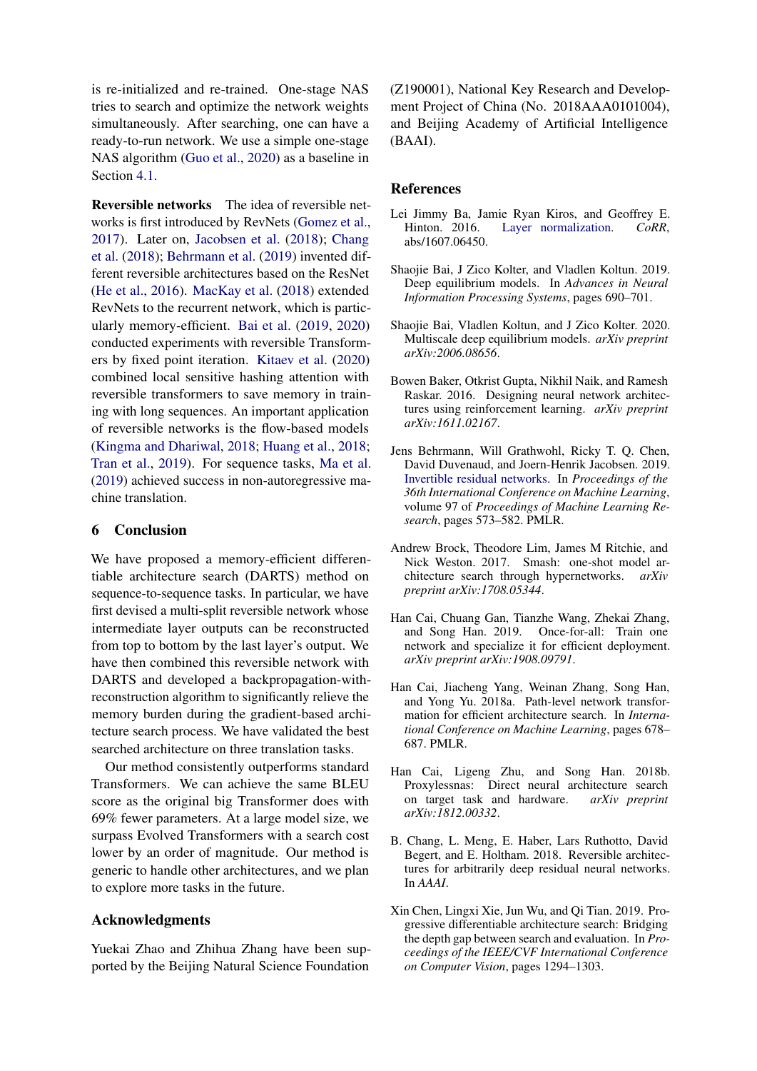is re-initialized and re-trained. One-stage NAS tries to search and optimize the network weights simultaneously. After searching, one can have a ready-to-run network. We use a simple one-stage NAS algorithm (Guo et al., 2020) as a baseline in Section 4.1.

**Reversible networks** The idea of reversible networks is first introduced by RevNets (Gomez et al., 2017). Later on, Jacobsen et al. (2018); Chang et al. (2018); Behrmann et al. (2019) invented different reversible architectures based on the ResNet (He et al., 2016). MacKay et al. (2018) extended RevNets to the recurrent network, which is particularly memory-efficient. Bai et al. (2019, 2020) conducted experiments with reversible Transformers by fixed point iteration. Kitaev et al. (2020) combined local sensitive hashing attention with reversible transformers to save memory in training with long sequences. An important application of reversible networks is the flow-based models (Kingma and Dhariwal, 2018; Huang et al., 2018; Tran et al., 2019). For sequence tasks, Ma et al. (2019) achieved success in non-autoregressive machine translation.

## 6 Conclusion

We have proposed a memory-efficient differentiable architecture search (DARTS) method on sequence-to-sequence tasks. In particular, we have first devised a multi-split reversible network whose intermediate layer outputs can be reconstructed from top to bottom by the last layer's output. We have then combined this reversible network with DARTS and developed a backpropagation-with-reconstruction algorithm to significantly relieve the memory burden during the gradient-based architecture search process. We have validated the best searched architecture on three translation tasks.

Our method consistently outperforms standard Transformers. We can achieve the same BLEU score as the original big Transformer does with 69% fewer parameters. At a large model size, we surpass Evolved Transformers with a search cost lower by an order of magnitude. Our method is generic to handle other architectures, and we plan to explore more tasks in the future.

## Acknowledgments

Yuekai Zhao and Zhihua Zhang have been supported by the Beijing Natural Science Foundation (Z190001), National Key Research and Development Project of China (No. 2018AAA0101004), and Beijing Academy of Artificial Intelligence (BAAI).

## References

Lei Jimmy Ba, Jamie Ryan Kiros, and Geoffrey E. Hinton. 2016. Layer normalization. *CoRR*, abs/1607.06450.

Shaojie Bai, J Zico Kolter, and Vladlen Koltun. 2019. Deep equilibrium models. In *Advances in Neural Information Processing Systems*, pages 690–701.

Shaojie Bai, Vladlen Koltun, and J Zico Kolter. 2020. Multiscale deep equilibrium models. *arXiv preprint arXiv:2006.08656*.

Bowen Baker, Otkrist Gupta, Nikhil Naik, and Ramesh Raskar. 2016. Designing neural network architectures using reinforcement learning. *arXiv preprint arXiv:1611.02167*.

Jens Behrmann, Will Grathwohl, Ricky T. Q. Chen, David Duvenaud, and Joern-Henrik Jacobsen. 2019. Invertible residual networks. In *Proceedings of the 36th International Conference on Machine Learning*, volume 97 of *Proceedings of Machine Learning Research*, pages 573–582. PMLR.

Andrew Brock, Theodore Lim, James M Ritchie, and Nick Weston. 2017. Smash: one-shot model architecture search through hypernetworks. *arXiv preprint arXiv:1708.05344*.

Han Cai, Chuang Gan, Tianzhe Wang, Zhekai Zhang, and Song Han. 2019. Once-for-all: Train one network and specialize it for efficient deployment. *arXiv preprint arXiv:1908.09791*.

Han Cai, Jiacheng Yang, Weinan Zhang, Song Han, and Yong Yu. 2018a. Path-level network transformation for efficient architecture search. In *International Conference on Machine Learning*, pages 678–687. PMLR.

Han Cai, Ligeng Zhu, and Song Han. 2018b. Proxylessnas: Direct neural architecture search on target task and hardware. *arXiv preprint arXiv:1812.00332*.

B. Chang, L. Meng, E. Haber, Lars Ruthotto, David Begert, and E. Holtham. 2018. Reversible architectures for arbitrarily deep residual neural networks. In *AAAI*.

Xin Chen, Lingxi Xie, Jun Wu, and Qi Tian. 2019. Progressive differentiable architecture search: Bridging the depth gap between search and evaluation. In *Proceedings of the IEEE/CVF International Conference on Computer Vision*, pages 1294–1303.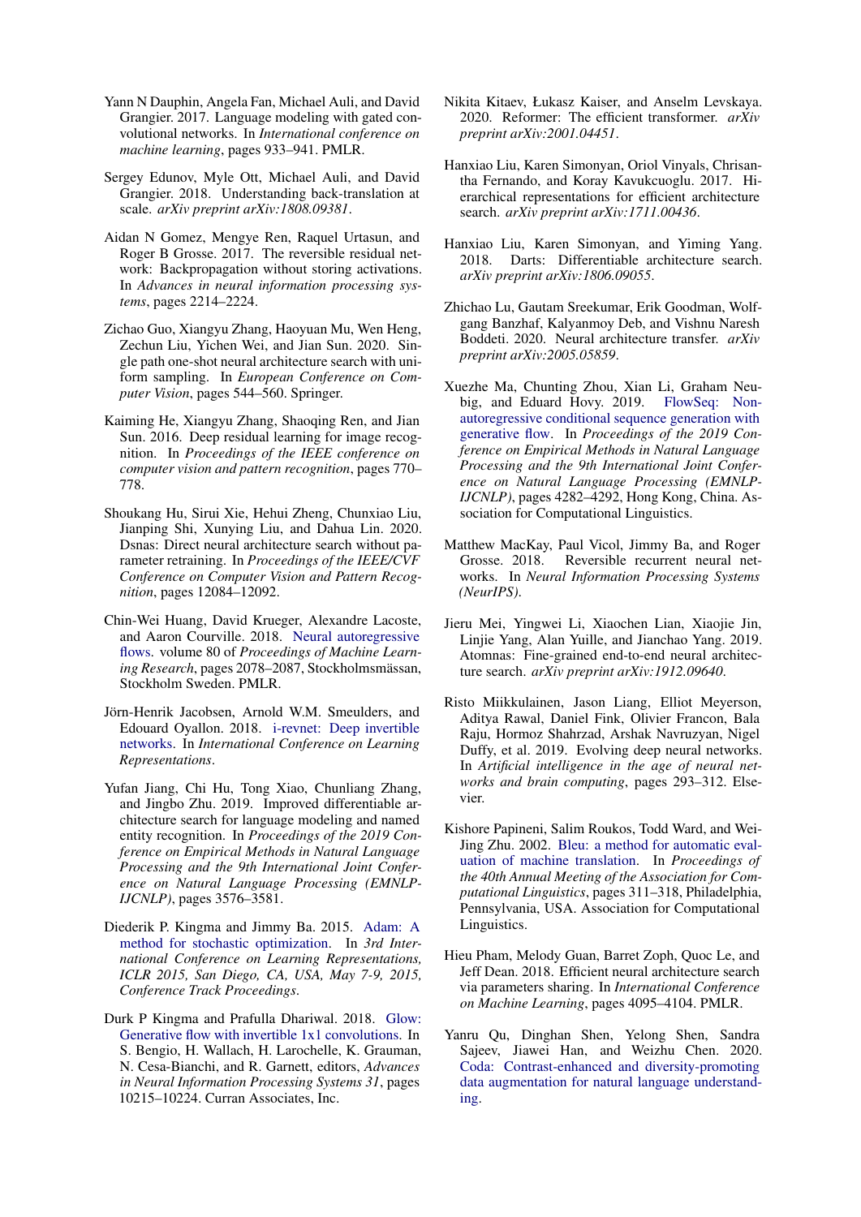Yann N Dauphin, Angela Fan, Michael Auli, and David Grangier. 2017. Language modeling with gated convolutional networks. In *International conference on machine learning*, pages 933–941. PMLR.

Sergey Edunov, Myle Ott, Michael Auli, and David Grangier. 2018. Understanding back-translation at scale. *arXiv preprint arXiv:1808.09381*.

Aidan N Gomez, Mengye Ren, Raquel Urtasun, and Roger B Grosse. 2017. The reversible residual network: Backpropagation without storing activations. In *Advances in neural information processing systems*, pages 2214–2224.

Zichao Guo, Xiangyu Zhang, Haoyuan Mu, Wen Heng, Zechun Liu, Yichen Wei, and Jian Sun. 2020. Single path one-shot neural architecture search with uniform sampling. In *European Conference on Computer Vision*, pages 544–560. Springer.

Kaiming He, Xiangyu Zhang, Shaoqing Ren, and Jian Sun. 2016. Deep residual learning for image recognition. In *Proceedings of the IEEE conference on computer vision and pattern recognition*, pages 770–778.

Shoukang Hu, Sirui Xie, Hehui Zheng, Chunxiao Liu, Jianping Shi, Xunying Liu, and Dahua Lin. 2020. Dsnas: Direct neural architecture search without parameter retraining. In *Proceedings of the IEEE/CVF Conference on Computer Vision and Pattern Recognition*, pages 12084–12092.

Chin-Wei Huang, David Krueger, Alexandre Lacoste, and Aaron Courville. 2018. Neural autoregressive flows. volume 80 of *Proceedings of Machine Learning Research*, pages 2078–2087, Stockholmsmässan, Stockholm Sweden. PMLR.

Jörn-Henrik Jacobsen, Arnold W.M. Smeulders, and Edouard Oyallon. 2018. i-revnet: Deep invertible networks. In *International Conference on Learning Representations*.

Yufan Jiang, Chi Hu, Tong Xiao, Chunliang Zhang, and Jingbo Zhu. 2019. Improved differentiable architecture search for language modeling and named entity recognition. In *Proceedings of the 2019 Conference on Empirical Methods in Natural Language Processing and the 9th International Joint Conference on Natural Language Processing (EMNLP-IJCNLP)*, pages 3576–3581.

Diederik P. Kingma and Jimmy Ba. 2015. Adam: A method for stochastic optimization. In *3rd International Conference on Learning Representations, ICLR 2015, San Diego, CA, USA, May 7-9, 2015, Conference Track Proceedings*.

Durk P Kingma and Prafulla Dhariwal. 2018. Glow: Generative flow with invertible 1x1 convolutions. In S. Bengio, H. Wallach, H. Larochelle, K. Grauman, N. Cesa-Bianchi, and R. Garnett, editors, *Advances in Neural Information Processing Systems 31*, pages 10215–10224. Curran Associates, Inc.

Nikita Kitaev, Łukasz Kaiser, and Anselm Levskaya. 2020. Reformer: The efficient transformer. *arXiv preprint arXiv:2001.04451*.

Hanxiao Liu, Karen Simonyan, Oriol Vinyals, Chrisantha Fernando, and Koray Kavukcuoglu. 2017. Hierarchical representations for efficient architecture search. *arXiv preprint arXiv:1711.00436*.

Hanxiao Liu, Karen Simonyan, and Yiming Yang. 2018. Darts: Differentiable architecture search. *arXiv preprint arXiv:1806.09055*.

Zhichao Lu, Gautam Sreekumar, Erik Goodman, Wolfgang Banzhaf, Kalyanmoy Deb, and Vishnu Naresh Boddeti. 2020. Neural architecture transfer. *arXiv preprint arXiv:2005.05859*.

Xuezhe Ma, Chunting Zhou, Xian Li, Graham Neubig, and Eduard Hovy. 2019. FlowSeq: Non-autoregressive conditional sequence generation with generative flow. In *Proceedings of the 2019 Conference on Empirical Methods in Natural Language Processing and the 9th International Joint Conference on Natural Language Processing (EMNLP-IJCNLP)*, pages 4282–4292, Hong Kong, China. Association for Computational Linguistics.

Matthew MacKay, Paul Vicol, Jimmy Ba, and Roger Grosse. 2018. Reversible recurrent neural networks. In *Neural Information Processing Systems (NeurIPS)*.

Jieru Mei, Yingwei Li, Xiaochen Lian, Xiaojie Jin, Linjie Yang, Alan Yuille, and Jianchao Yang. 2019. Atomnas: Fine-grained end-to-end neural architecture search. *arXiv preprint arXiv:1912.09640*.

Risto Miikkulainen, Jason Liang, Elliot Meyerson, Aditya Rawal, Daniel Fink, Olivier Francon, Bala Raju, Hormoz Shahrzad, Arshak Navruzyan, Nigel Duffy, et al. 2019. Evolving deep neural networks. In *Artificial intelligence in the age of neural networks and brain computing*, pages 293–312. Elsevier.

Kishore Papineni, Salim Roukos, Todd Ward, and Wei-Jing Zhu. 2002. Bleu: a method for automatic evaluation of machine translation. In *Proceedings of the 40th Annual Meeting of the Association for Computational Linguistics*, pages 311–318, Philadelphia, Pennsylvania, USA. Association for Computational Linguistics.

Hieu Pham, Melody Guan, Barret Zoph, Quoc Le, and Jeff Dean. 2018. Efficient neural architecture search via parameters sharing. In *International Conference on Machine Learning*, pages 4095–4104. PMLR.

Yanru Qu, Dinghan Shen, Yelong Shen, Sandra Sajeev, Jiawei Han, and Weizhu Chen. 2020. Coda: Contrast-enhanced and diversity-promoting data augmentation for natural language understanding.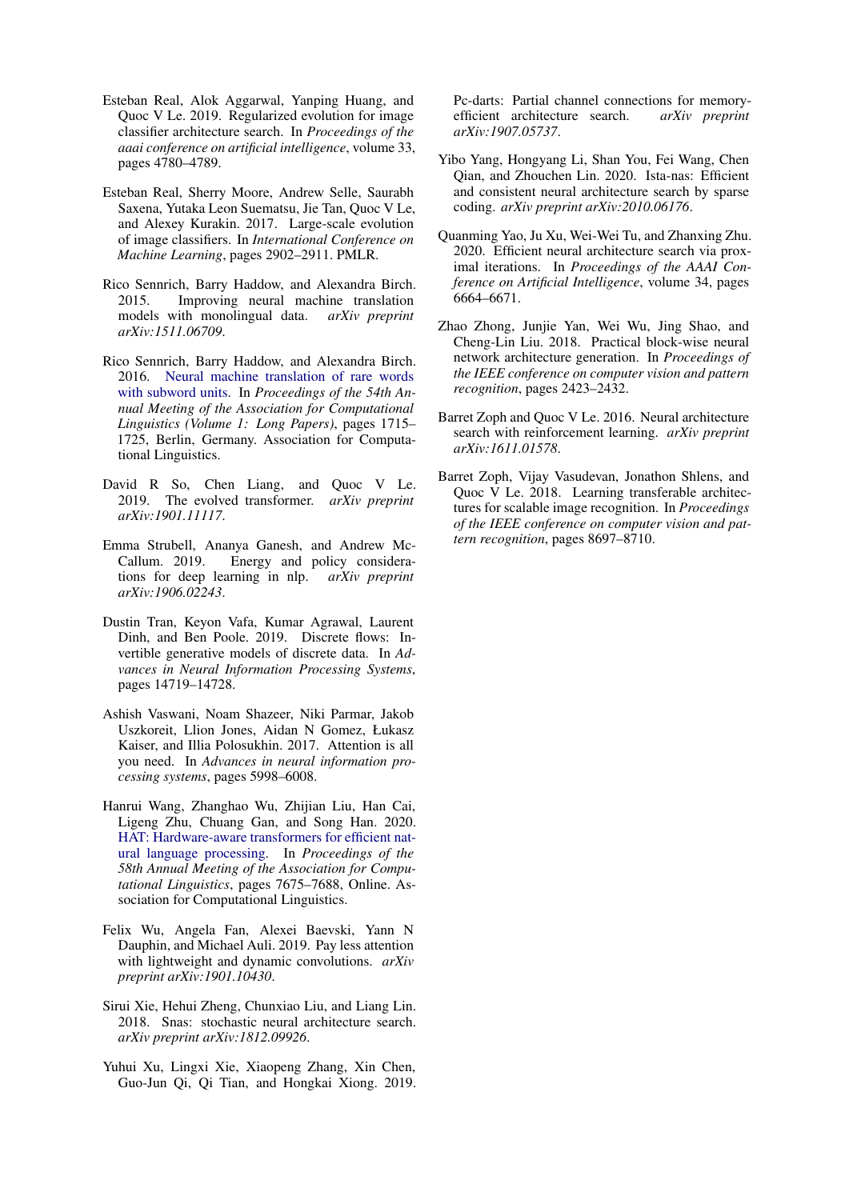Esteban Real, Alok Aggarwal, Yanping Huang, and Quoc V Le. 2019. Regularized evolution for image classifier architecture search. In *Proceedings of the aaai conference on artificial intelligence*, volume 33, pages 4780–4789.

Esteban Real, Sherry Moore, Andrew Selle, Saurabh Saxena, Yutaka Leon Suematsu, Jie Tan, Quoc V Le, and Alexey Kurakin. 2017. Large-scale evolution of image classifiers. In *International Conference on Machine Learning*, pages 2902–2911. PMLR.

Rico Sennrich, Barry Haddow, and Alexandra Birch. 2015. Improving neural machine translation models with monolingual data. *arXiv preprint arXiv:1511.06709*.

Rico Sennrich, Barry Haddow, and Alexandra Birch. 2016. Neural machine translation of rare words with subword units. In *Proceedings of the 54th Annual Meeting of the Association for Computational Linguistics (Volume 1: Long Papers)*, pages 1715–1725, Berlin, Germany. Association for Computational Linguistics.

David R So, Chen Liang, and Quoc V Le. 2019. The evolved transformer. *arXiv preprint arXiv:1901.11117*.

Emma Strubell, Ananya Ganesh, and Andrew McCallum. 2019. Energy and policy considerations for deep learning in nlp. *arXiv preprint arXiv:1906.02243*.

Dustin Tran, Keyon Vafa, Kumar Agrawal, Laurent Dinh, and Ben Poole. 2019. Discrete flows: Invertible generative models of discrete data. In *Advances in Neural Information Processing Systems*, pages 14719–14728.

Ashish Vaswani, Noam Shazeer, Niki Parmar, Jakob Uszkoreit, Llion Jones, Aidan N Gomez, Łukasz Kaiser, and Illia Polosukhin. 2017. Attention is all you need. In *Advances in neural information processing systems*, pages 5998–6008.

Hanrui Wang, Zhanghao Wu, Zhijian Liu, Han Cai, Ligeng Zhu, Chuang Gan, and Song Han. 2020. HAT: Hardware-aware transformers for efficient natural language processing. In *Proceedings of the 58th Annual Meeting of the Association for Computational Linguistics*, pages 7675–7688, Online. Association for Computational Linguistics.

Felix Wu, Angela Fan, Alexei Baevski, Yann N Dauphin, and Michael Auli. 2019. Pay less attention with lightweight and dynamic convolutions. *arXiv preprint arXiv:1901.10430*.

Sirui Xie, Hehui Zheng, Chunxiao Liu, and Liang Lin. 2018. Snas: stochastic neural architecture search. *arXiv preprint arXiv:1812.09926*.

Yuhui Xu, Lingxi Xie, Xiaopeng Zhang, Xin Chen, Guo-Jun Qi, Qi Tian, and Hongkai Xiong. 2019. Pc-darts: Partial channel connections for memory-efficient architecture search. *arXiv preprint arXiv:1907.05737*.

Yibo Yang, Hongyang Li, Shan You, Fei Wang, Chen Qian, and Zhouchen Lin. 2020. Ista-nas: Efficient and consistent neural architecture search by sparse coding. *arXiv preprint arXiv:2010.06176*.

Quanming Yao, Ju Xu, Wei-Wei Tu, and Zhanxing Zhu. 2020. Efficient neural architecture search via proximal iterations. In *Proceedings of the AAAI Conference on Artificial Intelligence*, volume 34, pages 6664–6671.

Zhao Zhong, Junjie Yan, Wei Wu, Jing Shao, and Cheng-Lin Liu. 2018. Practical block-wise neural network architecture generation. In *Proceedings of the IEEE conference on computer vision and pattern recognition*, pages 2423–2432.

Barret Zoph and Quoc V Le. 2016. Neural architecture search with reinforcement learning. *arXiv preprint arXiv:1611.01578*.

Barret Zoph, Vijay Vasudevan, Jonathon Shlens, and Quoc V Le. 2018. Learning transferable architectures for scalable image recognition. In *Proceedings of the IEEE conference on computer vision and pattern recognition*, pages 8697–8710.